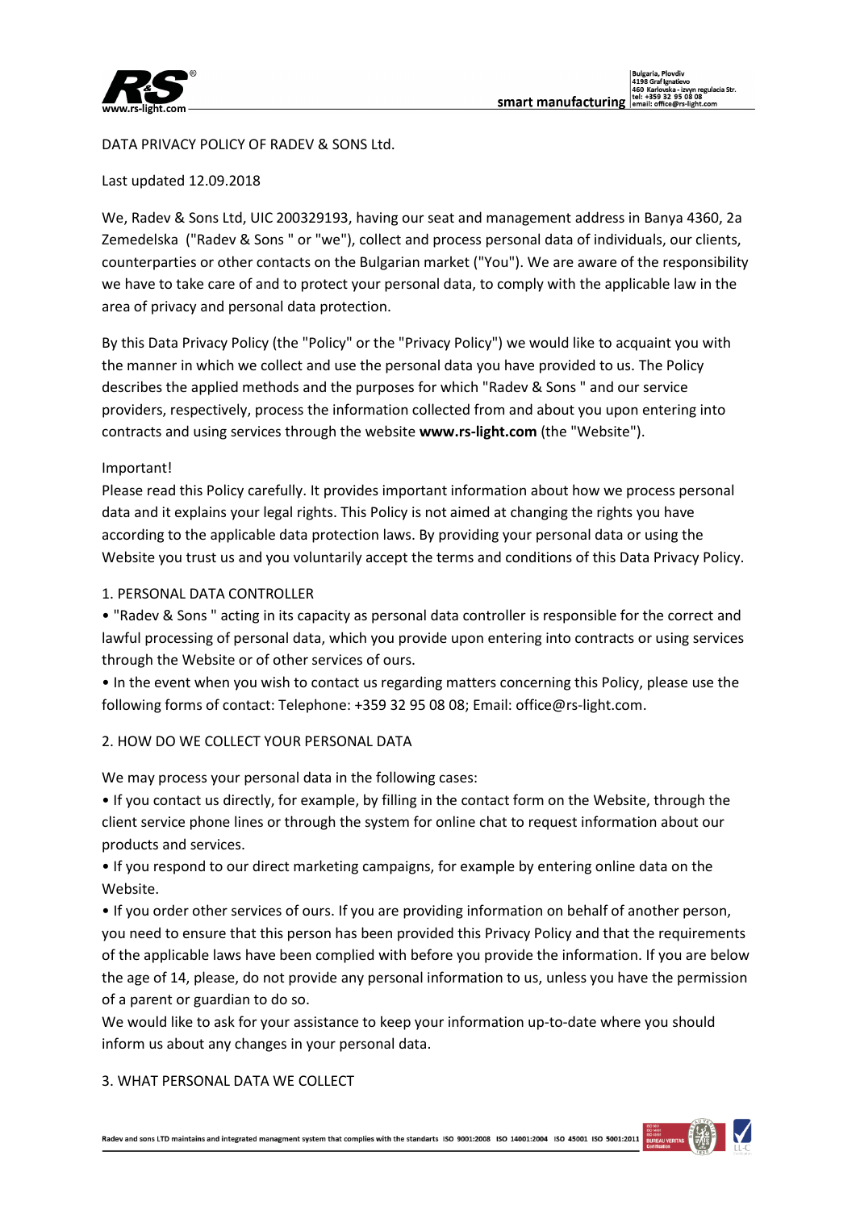DATA PRIVACY POLICY OF RADEV & SONS Ltd.

Last updated 12.09.2018

We, Radev & Sons Ltd, UIC 200329193, having our seat and management address in Banya 4360, 2a Zemedelska ("Radev & Sons " or "we"), collect and process personal data of individuals, our clients, counterparties or other contacts on the Bulgarian market ("You"). We are aware of the responsibility we have to take care of and to protect your personal data, to comply with the applicable law in the area of privacy and personal data protection.

By this Data Privacy Policy (the "Policy" or the "Privacy Policy") we would like to acquaint you with the manner in which we collect and use the personal data you have provided to us. The Policy describes the applied methods and the purposes for which "Radev & Sons " and our service providers, respectively, process the information collected from and about you upon entering into contracts and using services through the website **www.rs-light.com** (the "Website").

Important!
Please read this Policy carefully. It provides important information about how we process personal data and it explains your legal rights. This Policy is not aimed at changing the rights you have according to the applicable data protection laws. By providing your personal data or using the Website you trust us and you voluntarily accept the terms and conditions of this Data Privacy Policy.

## 1. PERSONAL DATA CONTROLLER

- "Radev & Sons " acting in its capacity as personal data controller is responsible for the correct and lawful processing of personal data, which you provide upon entering into contracts or using services through the Website or of other services of ours.
- In the event when you wish to contact us regarding matters concerning this Policy, please use the following forms of contact: Telephone: +359 32 95 08 08; Email: office@rs-light.com.

## 2. HOW DO WE COLLECT YOUR PERSONAL DATA

We may process your personal data in the following cases:

- If you contact us directly, for example, by filling in the contact form on the Website, through the client service phone lines or through the system for online chat to request information about our products and services.
- If you respond to our direct marketing campaigns, for example by entering online data on the Website.
- If you order other services of ours. If you are providing information on behalf of another person, you need to ensure that this person has been provided this Privacy Policy and that the requirements of the applicable laws have been complied with before you provide the information. If you are below the age of 14, please, do not provide any personal information to us, unless you have the permission of a parent or guardian to do so.

We would like to ask for your assistance to keep your information up-to-date where you should inform us about any changes in your personal data.

## 3. WHAT PERSONAL DATA WE COLLECT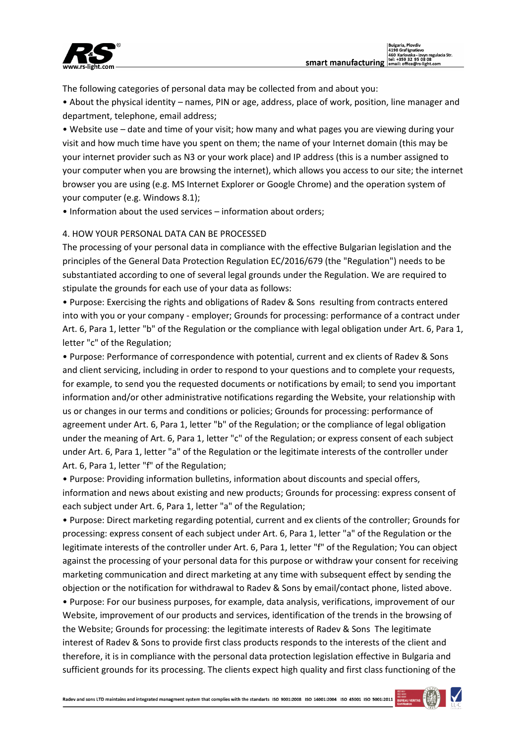The following categories of personal data may be collected from and about you:

- About the physical identity – names, PIN or age, address, place of work, position, line manager and department, telephone, email address;
- Website use – date and time of your visit; how many and what pages you are viewing during your visit and how much time have you spent on them; the name of your Internet domain (this may be your internet provider such as N3 or your work place) and IP address (this is a number assigned to your computer when you are browsing the internet), which allows you access to our site; the internet browser you are using (e.g. MS Internet Explorer or Google Chrome) and the operation system of your computer (e.g. Windows 8.1);
- Information about the used services – information about orders;

4. HOW YOUR PERSONAL DATA CAN BE PROCESSED

The processing of your personal data in compliance with the effective Bulgarian legislation and the principles of the General Data Protection Regulation EC/2016/679 (the "Regulation") needs to be substantiated according to one of several legal grounds under the Regulation. We are required to stipulate the grounds for each use of your data as follows:

- Purpose: Exercising the rights and obligations of Radev & Sons resulting from contracts entered into with you or your company - employer; Grounds for processing: performance of a contract under Art. 6, Para 1, letter "b" of the Regulation or the compliance with legal obligation under Art. 6, Para 1, letter "c" of the Regulation;
- Purpose: Performance of correspondence with potential, current and ex clients of Radev & Sons and client servicing, including in order to respond to your questions and to complete your requests, for example, to send you the requested documents or notifications by email; to send you important information and/or other administrative notifications regarding the Website, your relationship with us or changes in our terms and conditions or policies; Grounds for processing: performance of agreement under Art. 6, Para 1, letter "b" of the Regulation; or the compliance of legal obligation under the meaning of Art. 6, Para 1, letter "c" of the Regulation; or express consent of each subject under Art. 6, Para 1, letter "a" of the Regulation or the legitimate interests of the controller under Art. 6, Para 1, letter "f" of the Regulation;
- Purpose: Providing information bulletins, information about discounts and special offers, information and news about existing and new products; Grounds for processing: express consent of each subject under Art. 6, Para 1, letter "a" of the Regulation;
- Purpose: Direct marketing regarding potential, current and ex clients of the controller; Grounds for processing: express consent of each subject under Art. 6, Para 1, letter "a" of the Regulation or the legitimate interests of the controller under Art. 6, Para 1, letter "f" of the Regulation; You can object against the processing of your personal data for this purpose or withdraw your consent for receiving marketing communication and direct marketing at any time with subsequent effect by sending the objection or the notification for withdrawal to Radev & Sons by email/contact phone, listed above.
- Purpose: For our business purposes, for example, data analysis, verifications, improvement of our Website, improvement of our products and services, identification of the trends in the browsing of the Website; Grounds for processing: the legitimate interests of Radev & Sons The legitimate interest of Radev & Sons to provide first class products responds to the interests of the client and therefore, it is in compliance with the personal data protection legislation effective in Bulgaria and sufficient grounds for its processing. The clients expect high quality and first class functioning of the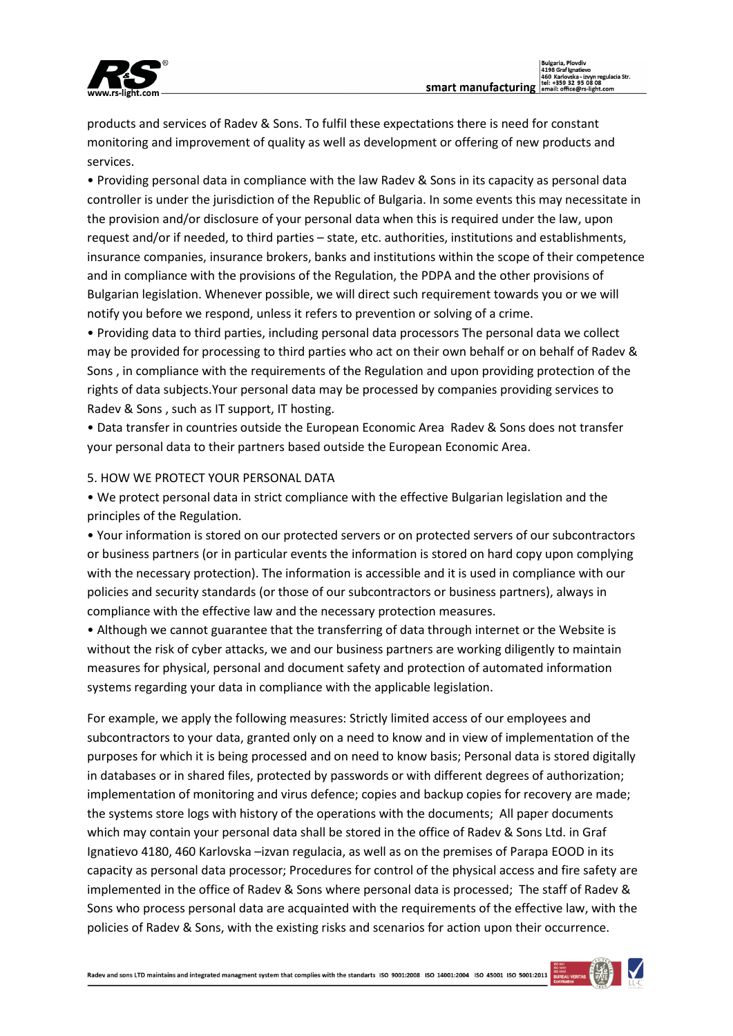products and services of Radev & Sons. To fulfil these expectations there is need for constant monitoring and improvement of quality as well as development or offering of new products and services.

• Providing personal data in compliance with the law Radev & Sons in its capacity as personal data controller is under the jurisdiction of the Republic of Bulgaria. In some events this may necessitate in the provision and/or disclosure of your personal data when this is required under the law, upon request and/or if needed, to third parties – state, etc. authorities, institutions and establishments, insurance companies, insurance brokers, banks and institutions within the scope of their competence and in compliance with the provisions of the Regulation, the PDPA and the other provisions of Bulgarian legislation. Whenever possible, we will direct such requirement towards you or we will notify you before we respond, unless it refers to prevention or solving of a crime.

• Providing data to third parties, including personal data processors The personal data we collect may be provided for processing to third parties who act on their own behalf or on behalf of Radev & Sons , in compliance with the requirements of the Regulation and upon providing protection of the rights of data subjects.Your personal data may be processed by companies providing services to Radev & Sons , such as IT support, IT hosting.

• Data transfer in countries outside the European Economic Area Radev & Sons does not transfer your personal data to their partners based outside the European Economic Area.

5. HOW WE PROTECT YOUR PERSONAL DATA

• We protect personal data in strict compliance with the effective Bulgarian legislation and the principles of the Regulation.

• Your information is stored on our protected servers or on protected servers of our subcontractors or business partners (or in particular events the information is stored on hard copy upon complying with the necessary protection). The information is accessible and it is used in compliance with our policies and security standards (or those of our subcontractors or business partners), always in compliance with the effective law and the necessary protection measures.

• Although we cannot guarantee that the transferring of data through internet or the Website is without the risk of cyber attacks, we and our business partners are working diligently to maintain measures for physical, personal and document safety and protection of automated information systems regarding your data in compliance with the applicable legislation.

For example, we apply the following measures: Strictly limited access of our employees and subcontractors to your data, granted only on a need to know and in view of implementation of the purposes for which it is being processed and on need to know basis; Personal data is stored digitally in databases or in shared files, protected by passwords or with different degrees of authorization; implementation of monitoring and virus defence; copies and backup copies for recovery are made; the systems store logs with history of the operations with the documents; All paper documents which may contain your personal data shall be stored in the office of Radev & Sons Ltd. in Graf Ignatievo 4180, 460 Karlovska –izvan regulacia, as well as on the premises of Parapa EOOD in its capacity as personal data processor; Procedures for control of the physical access and fire safety are implemented in the office of Radev & Sons where personal data is processed; The staff of Radev & Sons who process personal data are acquainted with the requirements of the effective law, with the policies of Radev & Sons, with the existing risks and scenarios for action upon their occurrence.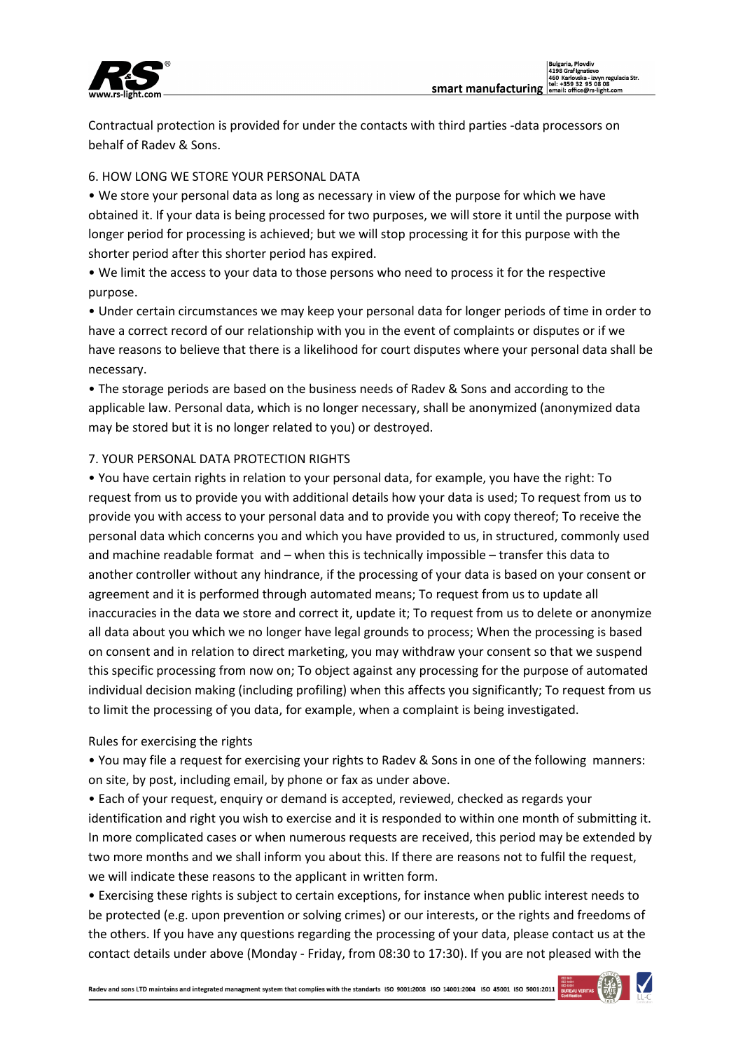Contractual protection is provided for under the contacts with third parties -data processors on behalf of Radev & Sons.

## 6. HOW LONG WE STORE YOUR PERSONAL DATA

- We store your personal data as long as necessary in view of the purpose for which we have obtained it. If your data is being processed for two purposes, we will store it until the purpose with longer period for processing is achieved; but we will stop processing it for this purpose with the shorter period after this shorter period has expired.
- We limit the access to your data to those persons who need to process it for the respective purpose.
- Under certain circumstances we may keep your personal data for longer periods of time in order to have a correct record of our relationship with you in the event of complaints or disputes or if we have reasons to believe that there is a likelihood for court disputes where your personal data shall be necessary.
- The storage periods are based on the business needs of Radev & Sons and according to the applicable law. Personal data, which is no longer necessary, shall be anonymized (anonymized data may be stored but it is no longer related to you) or destroyed.

## 7. YOUR PERSONAL DATA PROTECTION RIGHTS

- You have certain rights in relation to your personal data, for example, you have the right: To request from us to provide you with additional details how your data is used; To request from us to provide you with access to your personal data and to provide you with copy thereof; To receive the personal data which concerns you and which you have provided to us, in structured, commonly used and machine readable format and – when this is technically impossible – transfer this data to another controller without any hindrance, if the processing of your data is based on your consent or agreement and it is performed through automated means; To request from us to update all inaccuracies in the data we store and correct it, update it; To request from us to delete or anonymize all data about you which we no longer have legal grounds to process; When the processing is based on consent and in relation to direct marketing, you may withdraw your consent so that we suspend this specific processing from now on; To object against any processing for the purpose of automated individual decision making (including profiling) when this affects you significantly; To request from us to limit the processing of you data, for example, when a complaint is being investigated.

Rules for exercising the rights

- You may file a request for exercising your rights to Radev & Sons in one of the following manners: on site, by post, including email, by phone or fax as under above.
- Each of your request, enquiry or demand is accepted, reviewed, checked as regards your identification and right you wish to exercise and it is responded to within one month of submitting it. In more complicated cases or when numerous requests are received, this period may be extended by two more months and we shall inform you about this. If there are reasons not to fulfil the request, we will indicate these reasons to the applicant in written form.
- Exercising these rights is subject to certain exceptions, for instance when public interest needs to be protected (e.g. upon prevention or solving crimes) or our interests, or the rights and freedoms of the others. If you have any questions regarding the processing of your data, please contact us at the contact details under above (Monday - Friday, from 08:30 to 17:30). If you are not pleased with the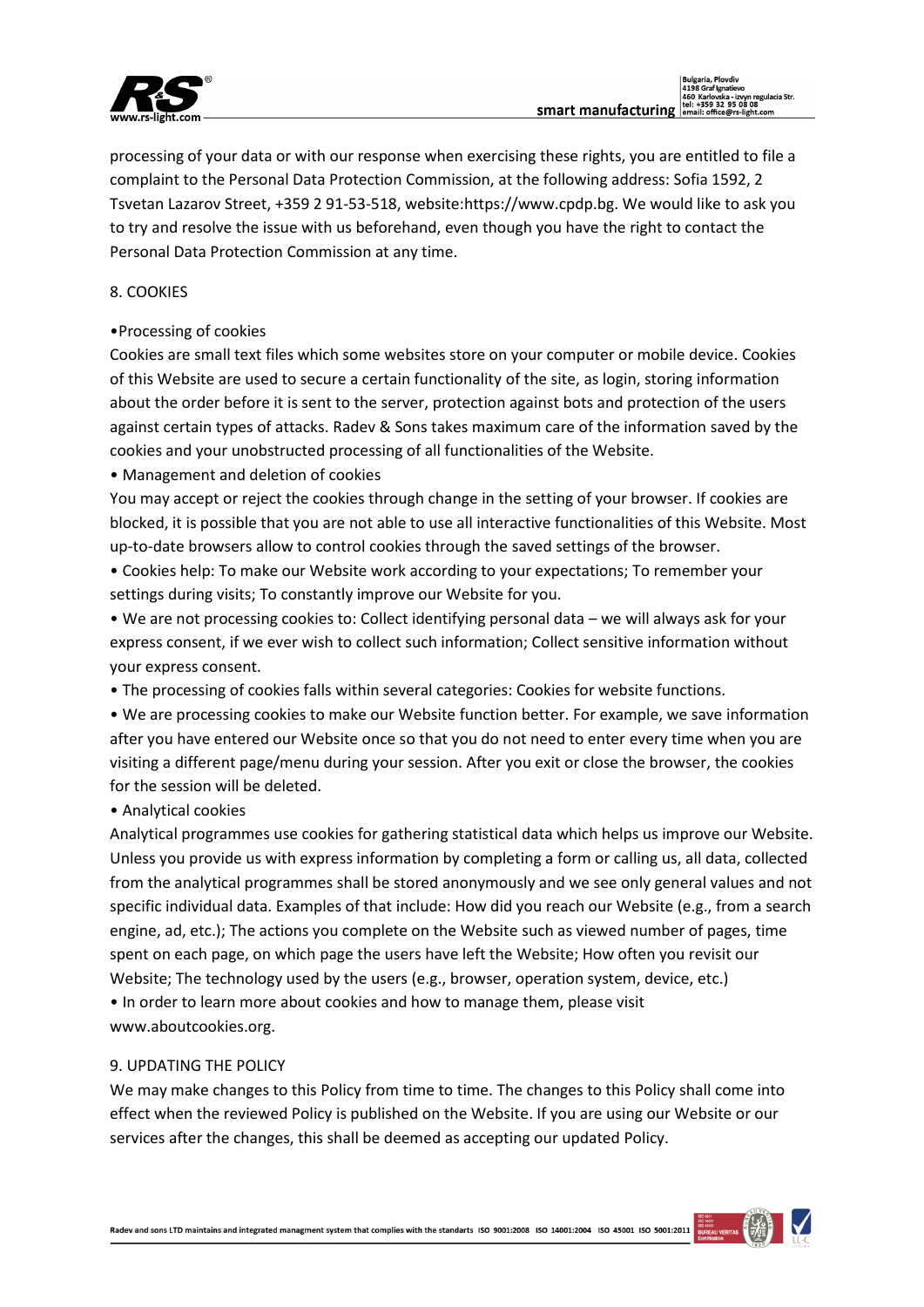processing of your data or with our response when exercising these rights, you are entitled to file a complaint to the Personal Data Protection Commission, at the following address: Sofia 1592, 2 Tsvetan Lazarov Street, +359 2 91-53-518, website:https://www.cpdp.bg. We would like to ask you to try and resolve the issue with us beforehand, even though you have the right to contact the Personal Data Protection Commission at any time.

## 8. COOKIES

•Processing of cookies

Cookies are small text files which some websites store on your computer or mobile device. Cookies of this Website are used to secure a certain functionality of the site, as login, storing information about the order before it is sent to the server, protection against bots and protection of the users against certain types of attacks. Radev & Sons takes maximum care of the information saved by the cookies and your unobstructed processing of all functionalities of the Website.

• Management and deletion of cookies

You may accept or reject the cookies through change in the setting of your browser. If cookies are blocked, it is possible that you are not able to use all interactive functionalities of this Website. Most up-to-date browsers allow to control cookies through the saved settings of the browser.

• Cookies help: To make our Website work according to your expectations; To remember your settings during visits; To constantly improve our Website for you.

• We are not processing cookies to: Collect identifying personal data – we will always ask for your express consent, if we ever wish to collect such information; Collect sensitive information without your express consent.

• The processing of cookies falls within several categories: Cookies for website functions.

• We are processing cookies to make our Website function better. For example, we save information after you have entered our Website once so that you do not need to enter every time when you are visiting a different page/menu during your session. After you exit or close the browser, the cookies for the session will be deleted.

• Analytical cookies

Analytical programmes use cookies for gathering statistical data which helps us improve our Website. Unless you provide us with express information by completing a form or calling us, all data, collected from the analytical programmes shall be stored anonymously and we see only general values and not specific individual data. Examples of that include: How did you reach our Website (e.g., from a search engine, ad, etc.); The actions you complete on the Website such as viewed number of pages, time spent on each page, on which page the users have left the Website; How often you revisit our Website; The technology used by the users (e.g., browser, operation system, device, etc.)

• In order to learn more about cookies and how to manage them, please visit www.aboutcookies.org.

## 9. UPDATING THE POLICY

We may make changes to this Policy from time to time. The changes to this Policy shall come into effect when the reviewed Policy is published on the Website. If you are using our Website or our services after the changes, this shall be deemed as accepting our updated Policy.